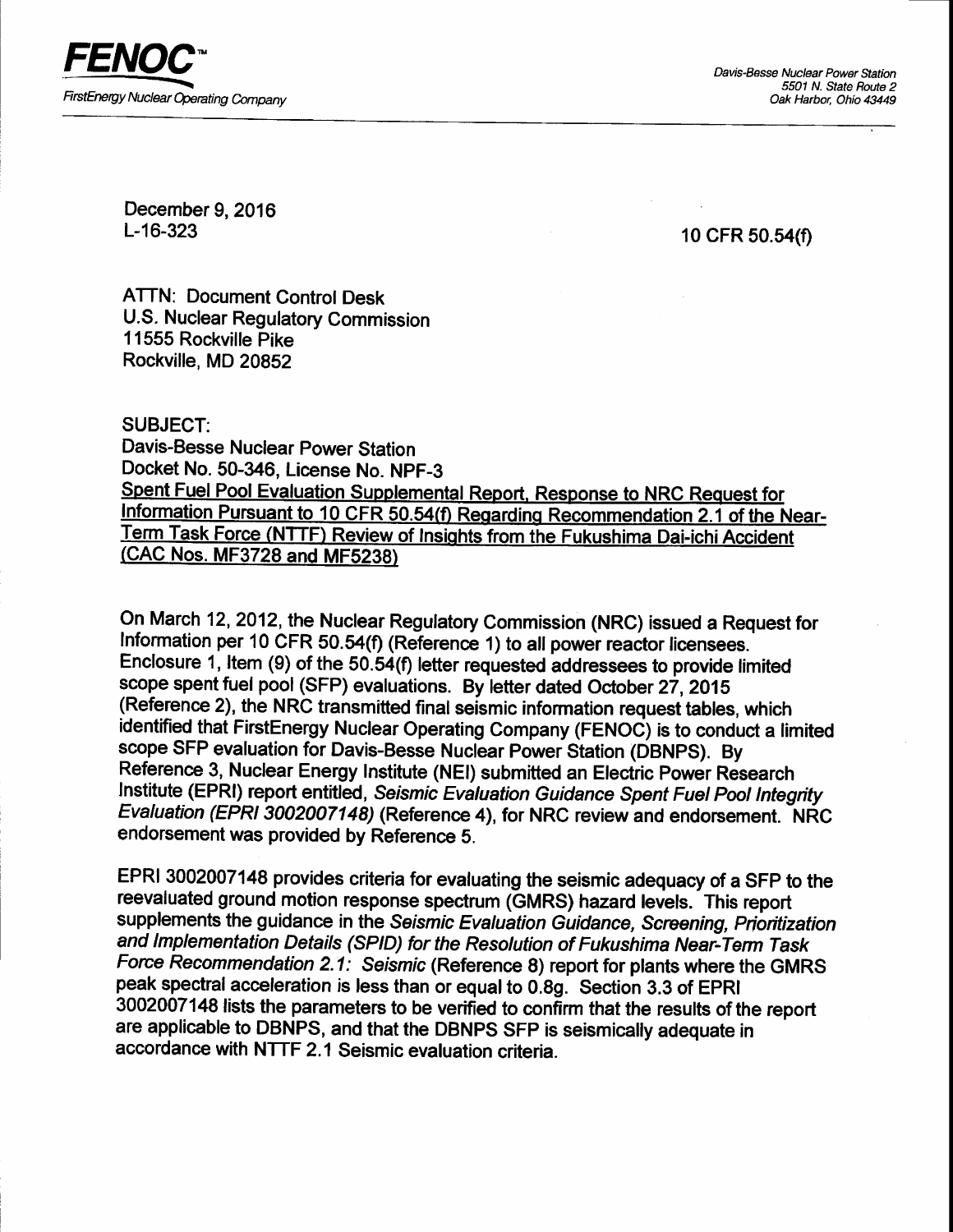**FENOC**™
FirstEnergy Nuclear Operating Company

Davis-Besse Nuclear Power Station
5501 N. State Route 2
Oak Harbor, Ohio 43449

December 9, 2016
L-16-323

10 CFR 50.54(f)

ATTN: Document Control Desk
U.S. Nuclear Regulatory Commission
11555 Rockville Pike
Rockville, MD 20852

SUBJECT:
Davis-Besse Nuclear Power Station
Docket No. 50-346, License No. NPF-3
Spent Fuel Pool Evaluation Supplemental Report, Response to NRC Request for Information Pursuant to 10 CFR 50.54(f) Regarding Recommendation 2.1 of the Near-Term Task Force (NTTF) Review of Insights from the Fukushima Dai-ichi Accident (CAC Nos. MF3728 and MF5238)

On March 12, 2012, the Nuclear Regulatory Commission (NRC) issued a Request for Information per 10 CFR 50.54(f) (Reference 1) to all power reactor licensees. Enclosure 1, Item (9) of the 50.54(f) letter requested addressees to provide limited scope spent fuel pool (SFP) evaluations. By letter dated October 27, 2015 (Reference 2), the NRC transmitted final seismic information request tables, which identified that FirstEnergy Nuclear Operating Company (FENOC) is to conduct a limited scope SFP evaluation for Davis-Besse Nuclear Power Station (DBNPS). By Reference 3, Nuclear Energy Institute (NEI) submitted an Electric Power Research Institute (EPRI) report entitled, *Seismic Evaluation Guidance Spent Fuel Pool Integrity Evaluation (EPRI 3002007148)* (Reference 4), for NRC review and endorsement. NRC endorsement was provided by Reference 5.

EPRI 3002007148 provides criteria for evaluating the seismic adequacy of a SFP to the reevaluated ground motion response spectrum (GMRS) hazard levels. This report supplements the guidance in the *Seismic Evaluation Guidance, Screening, Prioritization and Implementation Details (SPID) for the Resolution of Fukushima Near-Term Task Force Recommendation 2.1: Seismic* (Reference 8) report for plants where the GMRS peak spectral acceleration is less than or equal to 0.8g. Section 3.3 of EPRI 3002007148 lists the parameters to be verified to confirm that the results of the report are applicable to DBNPS, and that the DBNPS SFP is seismically adequate in accordance with NTTF 2.1 Seismic evaluation criteria.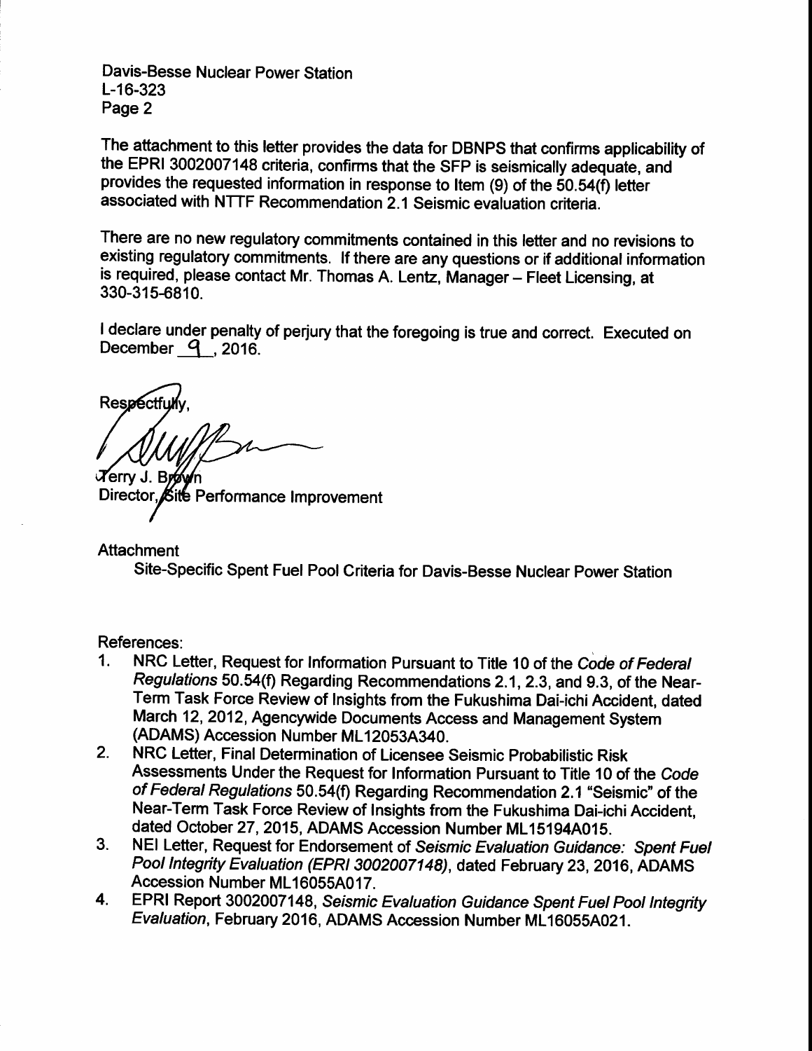The attachment to this letter provides the data for DBNPS that confirms applicability of the EPRI 3002007148 criteria, confirms that the SFP is seismically adequate, and provides the requested information in response to Item (9) of the 50.54(f) letter associated with NTTF Recommendation 2.1 Seismic evaluation criteria.

There are no new regulatory commitments contained in this letter and no revisions to existing regulatory commitments. If there are any questions or if additional information is required, please contact Mr. Thomas A. Lentz, Manager – Fleet Licensing, at 330-315-6810.

I declare under penalty of perjury that the foregoing is true and correct. Executed on December 9, 2016.

Respectfully,

Terry J. Brown
Director, Site Performance Improvement

Attachment
Site-Specific Spent Fuel Pool Criteria for Davis-Besse Nuclear Power Station

References:

1. NRC Letter, Request for Information Pursuant to Title 10 of the *Code of Federal Regulations* 50.54(f) Regarding Recommendations 2.1, 2.3, and 9.3, of the Near-Term Task Force Review of Insights from the Fukushima Dai-ichi Accident, dated March 12, 2012, Agencywide Documents Access and Management System (ADAMS) Accession Number ML12053A340.
2. NRC Letter, Final Determination of Licensee Seismic Probabilistic Risk Assessments Under the Request for Information Pursuant to Title 10 of the *Code of Federal Regulations* 50.54(f) Regarding Recommendation 2.1 "Seismic" of the Near-Term Task Force Review of Insights from the Fukushima Dai-ichi Accident, dated October 27, 2015, ADAMS Accession Number ML15194A015.
3. NEI Letter, Request for Endorsement of *Seismic Evaluation Guidance: Spent Fuel Pool Integrity Evaluation (EPRI 3002007148)*, dated February 23, 2016, ADAMS Accession Number ML16055A017.
4. EPRI Report 3002007148, *Seismic Evaluation Guidance Spent Fuel Pool Integrity Evaluation*, February 2016, ADAMS Accession Number ML16055A021.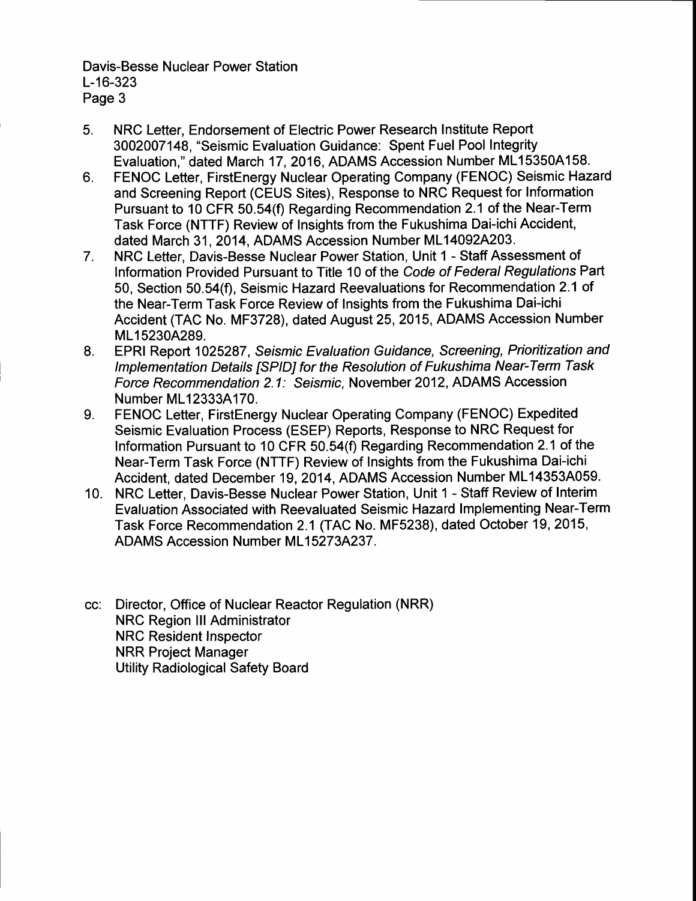5. NRC Letter, Endorsement of Electric Power Research Institute Report 3002007148, "Seismic Evaluation Guidance: Spent Fuel Pool Integrity Evaluation," dated March 17, 2016, ADAMS Accession Number ML15350A158.
6. FENOC Letter, FirstEnergy Nuclear Operating Company (FENOC) Seismic Hazard and Screening Report (CEUS Sites), Response to NRC Request for Information Pursuant to 10 CFR 50.54(f) Regarding Recommendation 2.1 of the Near-Term Task Force (NTTF) Review of Insights from the Fukushima Dai-ichi Accident, dated March 31, 2014, ADAMS Accession Number ML14092A203.
7. NRC Letter, Davis-Besse Nuclear Power Station, Unit 1 - Staff Assessment of Information Provided Pursuant to Title 10 of the *Code of Federal Regulations* Part 50, Section 50.54(f), Seismic Hazard Reevaluations for Recommendation 2.1 of the Near-Term Task Force Review of Insights from the Fukushima Dai-ichi Accident (TAC No. MF3728), dated August 25, 2015, ADAMS Accession Number ML15230A289.
8. EPRI Report 1025287, *Seismic Evaluation Guidance, Screening, Prioritization and Implementation Details [SPID] for the Resolution of Fukushima Near-Term Task Force Recommendation 2.1: Seismic*, November 2012, ADAMS Accession Number ML12333A170.
9. FENOC Letter, FirstEnergy Nuclear Operating Company (FENOC) Expedited Seismic Evaluation Process (ESEP) Reports, Response to NRC Request for Information Pursuant to 10 CFR 50.54(f) Regarding Recommendation 2.1 of the Near-Term Task Force (NTTF) Review of Insights from the Fukushima Dai-ichi Accident, dated December 19, 2014, ADAMS Accession Number ML14353A059.
10. NRC Letter, Davis-Besse Nuclear Power Station, Unit 1 - Staff Review of Interim Evaluation Associated with Reevaluated Seismic Hazard Implementing Near-Term Task Force Recommendation 2.1 (TAC No. MF5238), dated October 19, 2015, ADAMS Accession Number ML15273A237.

cc: Director, Office of Nuclear Reactor Regulation (NRR)
NRC Region III Administrator
NRC Resident Inspector
NRR Project Manager
Utility Radiological Safety Board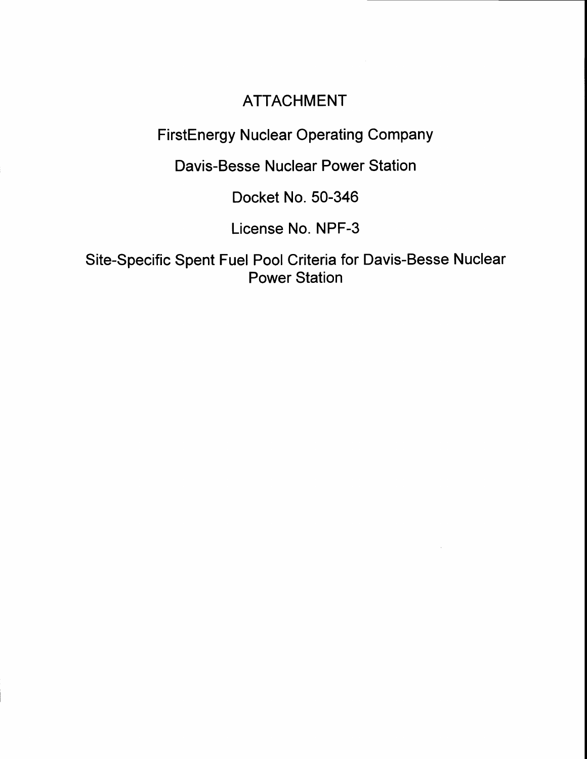# ATTACHMENT

## FirstEnergy Nuclear Operating Company

## Davis-Besse Nuclear Power Station

## Docket No. 50-346

## License No. NPF-3

## Site-Specific Spent Fuel Pool Criteria for Davis-Besse Nuclear Power Station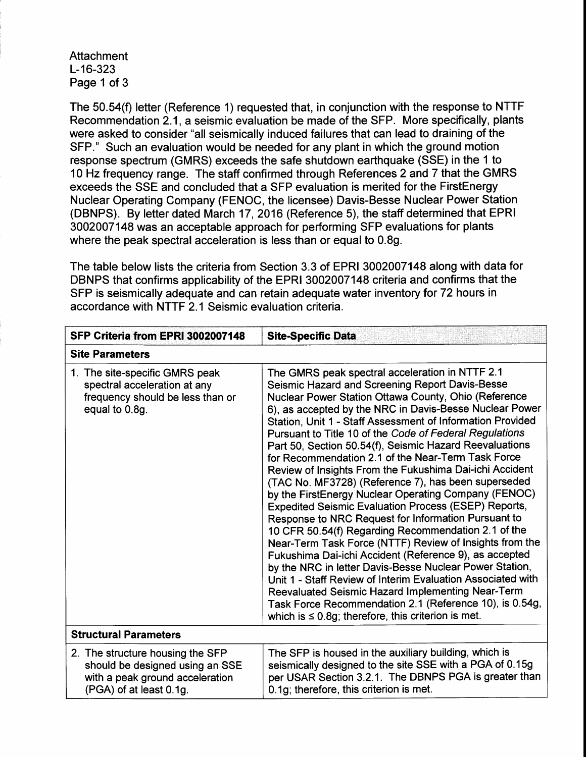The 50.54(f) letter (Reference 1) requested that, in conjunction with the response to NTTF Recommendation 2.1, a seismic evaluation be made of the SFP. More specifically, plants were asked to consider "all seismically induced failures that can lead to draining of the SFP." Such an evaluation would be needed for any plant in which the ground motion response spectrum (GMRS) exceeds the safe shutdown earthquake (SSE) in the 1 to 10 Hz frequency range. The staff confirmed through References 2 and 7 that the GMRS exceeds the SSE and concluded that a SFP evaluation is merited for the FirstEnergy Nuclear Operating Company (FENOC, the licensee) Davis-Besse Nuclear Power Station (DBNPS). By letter dated March 17, 2016 (Reference 5), the staff determined that EPRI 3002007148 was an acceptable approach for performing SFP evaluations for plants where the peak spectral acceleration is less than or equal to 0.8g.

The table below lists the criteria from Section 3.3 of EPRI 3002007148 along with data for DBNPS that confirms applicability of the EPRI 3002007148 criteria and confirms that the SFP is seismically adequate and can retain adequate water inventory for 72 hours in accordance with NTTF 2.1 Seismic evaluation criteria.

| SFP Criteria from EPRI 3002007148 | Site-Specific Data |
|---|---|
| **Site Parameters** | |
| 1. The site-specific GMRS peak spectral acceleration at any frequency should be less than or equal to 0.8g. | The GMRS peak spectral acceleration in NTTF 2.1 Seismic Hazard and Screening Report Davis-Besse Nuclear Power Station Ottawa County, Ohio (Reference 6), as accepted by the NRC in Davis-Besse Nuclear Power Station, Unit 1 - Staff Assessment of Information Provided Pursuant to Title 10 of the *Code of Federal Regulations* Part 50, Section 50.54(f), Seismic Hazard Reevaluations for Recommendation 2.1 of the Near-Term Task Force Review of Insights From the Fukushima Dai-ichi Accident (TAC No. MF3728) (Reference 7), has been superseded by the FirstEnergy Nuclear Operating Company (FENOC) Expedited Seismic Evaluation Process (ESEP) Reports, Response to NRC Request for Information Pursuant to 10 CFR 50.54(f) Regarding Recommendation 2.1 of the Near-Term Task Force (NTTF) Review of Insights from the Fukushima Dai-ichi Accident (Reference 9), as accepted by the NRC in letter Davis-Besse Nuclear Power Station, Unit 1 - Staff Review of Interim Evaluation Associated with Reevaluated Seismic Hazard Implementing Near-Term Task Force Recommendation 2.1 (Reference 10), is 0.54g, which is ≤ 0.8g; therefore, this criterion is met. |
| **Structural Parameters** | |
| 2. The structure housing the SFP should be designed using an SSE with a peak ground acceleration (PGA) of at least 0.1g. | The SFP is housed in the auxiliary building, which is seismically designed to the site SSE with a PGA of 0.15g per USAR Section 3.2.1. The DBNPS PGA is greater than 0.1g; therefore, this criterion is met. |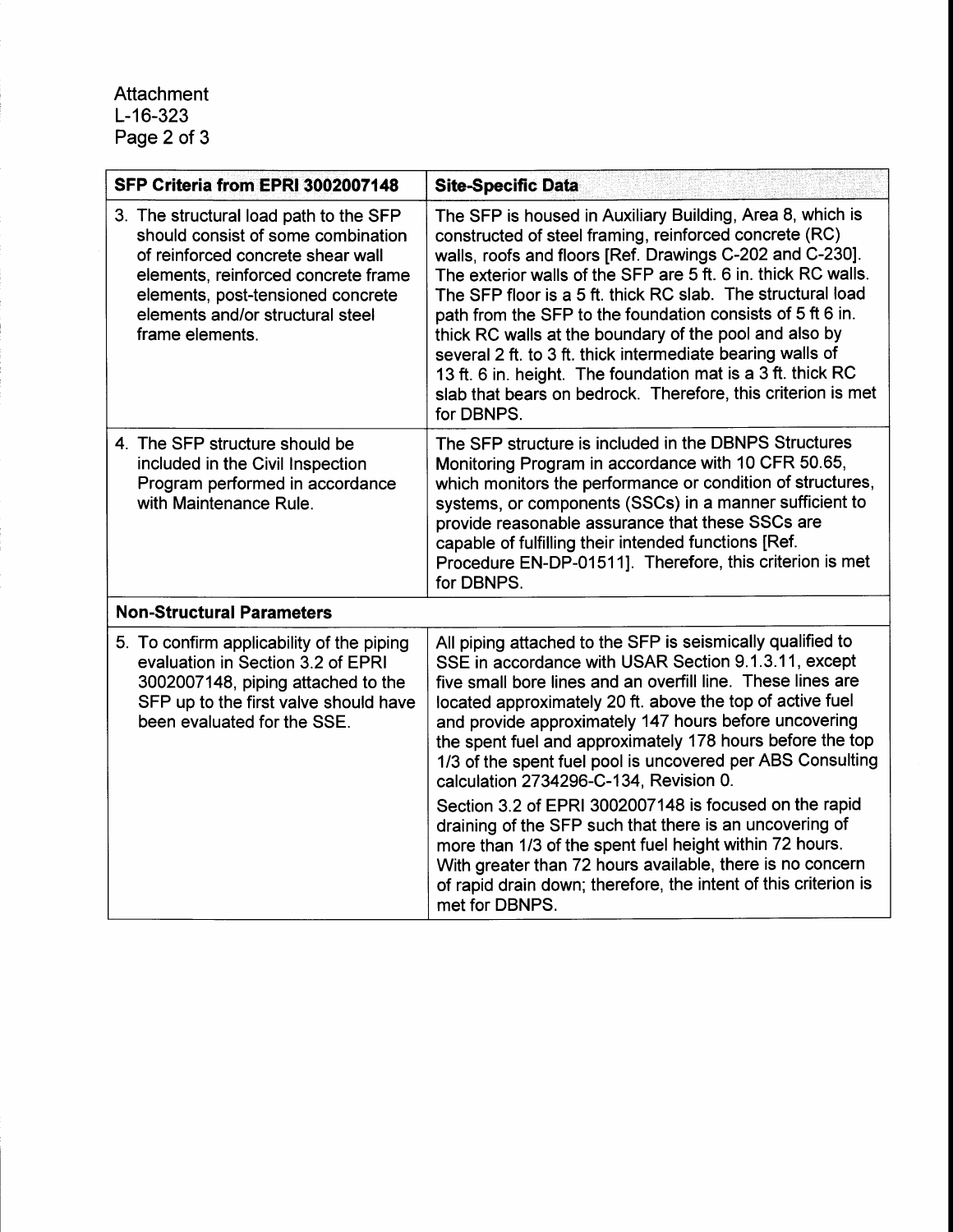| SFP Criteria from EPRI 3002007148 | Site-Specific Data |
|---|---|
| 3. The structural load path to the SFP should consist of some combination of reinforced concrete shear wall elements, reinforced concrete frame elements, post-tensioned concrete elements and/or structural steel frame elements. | The SFP is housed in Auxiliary Building, Area 8, which is constructed of steel framing, reinforced concrete (RC) walls, roofs and floors [Ref. Drawings C-202 and C-230]. The exterior walls of the SFP are 5 ft. 6 in. thick RC walls. The SFP floor is a 5 ft. thick RC slab. The structural load path from the SFP to the foundation consists of 5 ft 6 in. thick RC walls at the boundary of the pool and also by several 2 ft. to 3 ft. thick intermediate bearing walls of 13 ft. 6 in. height. The foundation mat is a 3 ft. thick RC slab that bears on bedrock. Therefore, this criterion is met for DBNPS. |
| 4. The SFP structure should be included in the Civil Inspection Program performed in accordance with Maintenance Rule. | The SFP structure is included in the DBNPS Structures Monitoring Program in accordance with 10 CFR 50.65, which monitors the performance or condition of structures, systems, or components (SSCs) in a manner sufficient to provide reasonable assurance that these SSCs are capable of fulfilling their intended functions [Ref. Procedure EN-DP-01511]. Therefore, this criterion is met for DBNPS. |
| **Non-Structural Parameters** | |
| 5. To confirm applicability of the piping evaluation in Section 3.2 of EPRI 3002007148, piping attached to the SFP up to the first valve should have been evaluated for the SSE. | All piping attached to the SFP is seismically qualified to SSE in accordance with USAR Section 9.1.3.11, except five small bore lines and an overfill line. These lines are located approximately 20 ft. above the top of active fuel and provide approximately 147 hours before uncovering the spent fuel and approximately 178 hours before the top 1/3 of the spent fuel pool is uncovered per ABS Consulting calculation 2734296-C-134, Revision 0.<br><br>Section 3.2 of EPRI 3002007148 is focused on the rapid draining of the SFP such that there is an uncovering of more than 1/3 of the spent fuel height within 72 hours. With greater than 72 hours available, there is no concern of rapid drain down; therefore, the intent of this criterion is met for DBNPS. |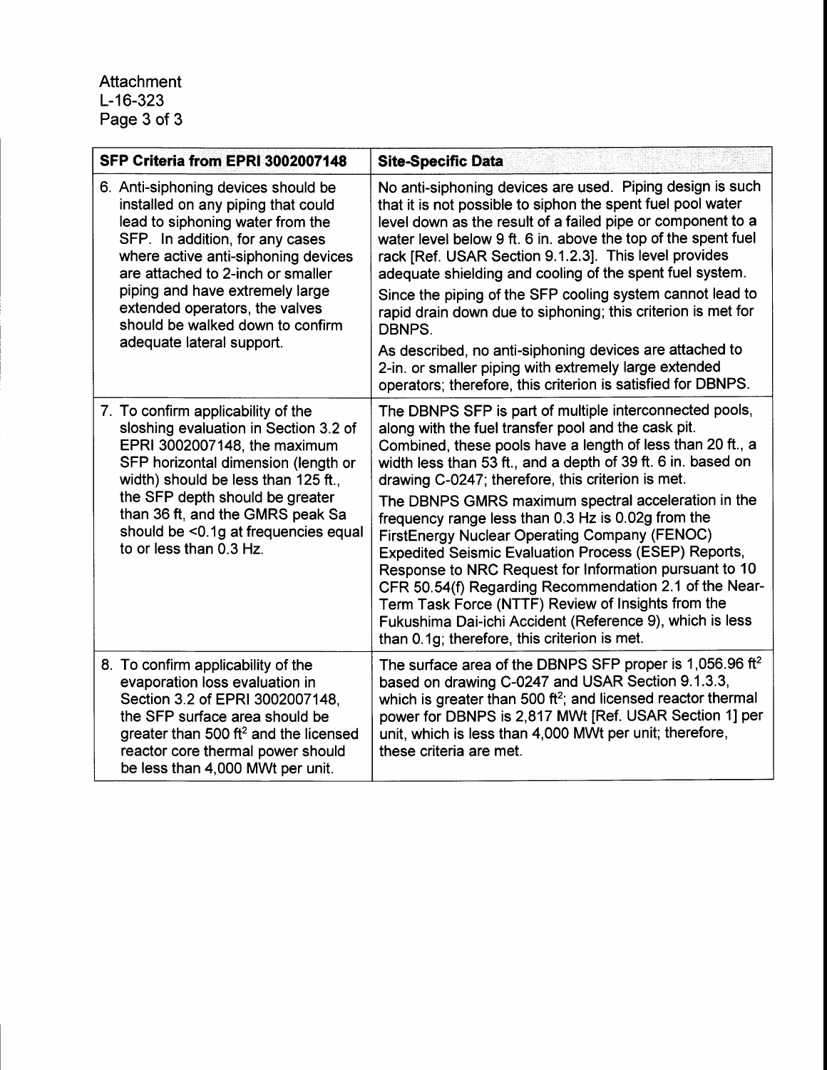Attachment
L-16-323

| SFP Criteria from EPRI 3002007148 | Site-Specific Data |
|---|---|
| 6. Anti-siphoning devices should be installed on any piping that could lead to siphoning water from the SFP. In addition, for any cases where active anti-siphoning devices are attached to 2-inch or smaller piping and have extremely large extended operators, the valves should be walked down to confirm adequate lateral support. | No anti-siphoning devices are used. Piping design is such that it is not possible to siphon the spent fuel pool water level down as the result of a failed pipe or component to a water level below 9 ft. 6 in. above the top of the spent fuel rack [Ref. USAR Section 9.1.2.3]. This level provides adequate shielding and cooling of the spent fuel system.<br><br>Since the piping of the SFP cooling system cannot lead to rapid drain down due to siphoning; this criterion is met for DBNPS.<br><br>As described, no anti-siphoning devices are attached to 2-in. or smaller piping with extremely large extended operators; therefore, this criterion is satisfied for DBNPS. |
| 7. To confirm applicability of the sloshing evaluation in Section 3.2 of EPRI 3002007148, the maximum SFP horizontal dimension (length or width) should be less than 125 ft., the SFP depth should be greater than 36 ft, and the GMRS peak Sa should be <0.1g at frequencies equal to or less than 0.3 Hz. | The DBNPS SFP is part of multiple interconnected pools, along with the fuel transfer pool and the cask pit. Combined, these pools have a length of less than 20 ft., a width less than 53 ft., and a depth of 39 ft. 6 in. based on drawing C-0247; therefore, this criterion is met.<br><br>The DBNPS GMRS maximum spectral acceleration in the frequency range less than 0.3 Hz is 0.02g from the FirstEnergy Nuclear Operating Company (FENOC) Expedited Seismic Evaluation Process (ESEP) Reports, Response to NRC Request for Information pursuant to 10 CFR 50.54(f) Regarding Recommendation 2.1 of the Near-Term Task Force (NTTF) Review of Insights from the Fukushima Dai-ichi Accident (Reference 9), which is less than 0.1g; therefore, this criterion is met. |
| 8. To confirm applicability of the evaporation loss evaluation in Section 3.2 of EPRI 3002007148, the SFP surface area should be greater than 500 $ft^2$ and the licensed reactor core thermal power should be less than 4,000 MWt per unit. | The surface area of the DBNPS SFP proper is 1,056.96 $ft^2$ based on drawing C-0247 and USAR Section 9.1.3.3, which is greater than 500 $ft^2$; and licensed reactor thermal power for DBNPS is 2,817 MWt [Ref. USAR Section 1] per unit, which is less than 4,000 MWt per unit; therefore, these criteria are met. |